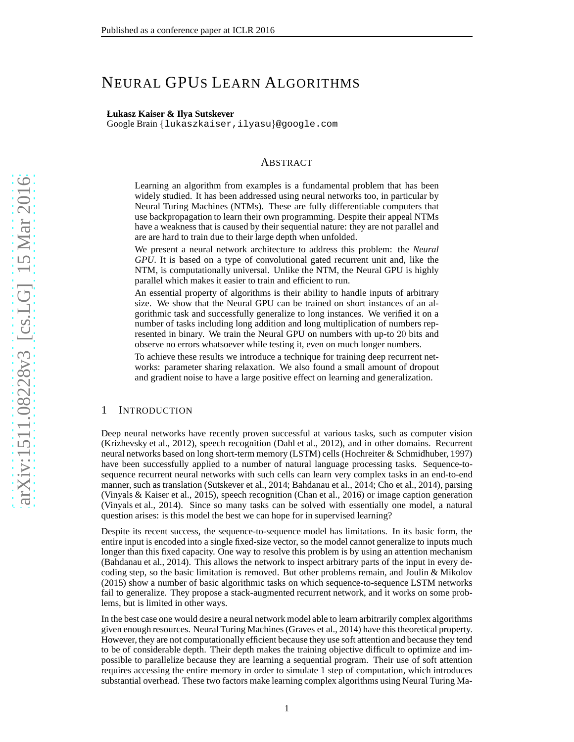# NEURAL GPUS LEARN ALGORITHMS

**Łukasz Kaiser & Ilya Sutskever**
Google Brain {lukaszkaiser,ilyasu}@google.com

## ABSTRACT

Learning an algorithm from examples is a fundamental problem that has been widely studied. It has been addressed using neural networks too, in particular by Neural Turing Machines (NTMs). These are fully differentiable computers that use backpropagation to learn their own programming. Despite their appeal NTMs have a weakness that is caused by their sequential nature: they are not parallel and are are hard to train due to their large depth when unfolded.

We present a neural network architecture to address this problem: the *Neural GPU*. It is based on a type of convolutional gated recurrent unit and, like the NTM, is computationally universal. Unlike the NTM, the Neural GPU is highly parallel which makes it easier to train and efficient to run.

An essential property of algorithms is their ability to handle inputs of arbitrary size. We show that the Neural GPU can be trained on short instances of an algorithmic task and successfully generalize to long instances. We verified it on a number of tasks including long addition and long multiplication of numbers represented in binary. We train the Neural GPU on numbers with up-to 20 bits and observe no errors whatsoever while testing it, even on much longer numbers.

To achieve these results we introduce a technique for training deep recurrent networks: parameter sharing relaxation. We also found a small amount of dropout and gradient noise to have a large positive effect on learning and generalization.

## 1 INTRODUCTION

Deep neural networks have recently proven successful at various tasks, such as computer vision (Krizhevsky et al., 2012), speech recognition (Dahl et al., 2012), and in other domains. Recurrent neural networks based on long short-term memory (LSTM) cells (Hochreiter & Schmidhuber, 1997) have been successfully applied to a number of natural language processing tasks. Sequence-to-sequence recurrent neural networks with such cells can learn very complex tasks in an end-to-end manner, such as translation (Sutskever et al., 2014; Bahdanau et al., 2014; Cho et al., 2014), parsing (Vinyals & Kaiser et al., 2015), speech recognition (Chan et al., 2016) or image caption generation (Vinyals et al., 2014). Since so many tasks can be solved with essentially one model, a natural question arises: is this model the best we can hope for in supervised learning?

Despite its recent success, the sequence-to-sequence model has limitations. In its basic form, the entire input is encoded into a single fixed-size vector, so the model cannot generalize to inputs much longer than this fixed capacity. One way to resolve this problem is by using an attention mechanism (Bahdanau et al., 2014). This allows the network to inspect arbitrary parts of the input in every decoding step, so the basic limitation is removed. But other problems remain, and Joulin & Mikolov (2015) show a number of basic algorithmic tasks on which sequence-to-sequence LSTM networks fail to generalize. They propose a stack-augmented recurrent network, and it works on some problems, but is limited in other ways.

In the best case one would desire a neural network model able to learn arbitrarily complex algorithms given enough resources. Neural Turing Machines (Graves et al., 2014) have this theoretical property. However, they are not computationally efficient because they use soft attention and because they tend to be of considerable depth. Their depth makes the training objective difficult to optimize and impossible to parallelize because they are learning a sequential program. Their use of soft attention requires accessing the entire memory in order to simulate 1 step of computation, which introduces substantial overhead. These two factors make learning complex algorithms using Neural Turing Ma-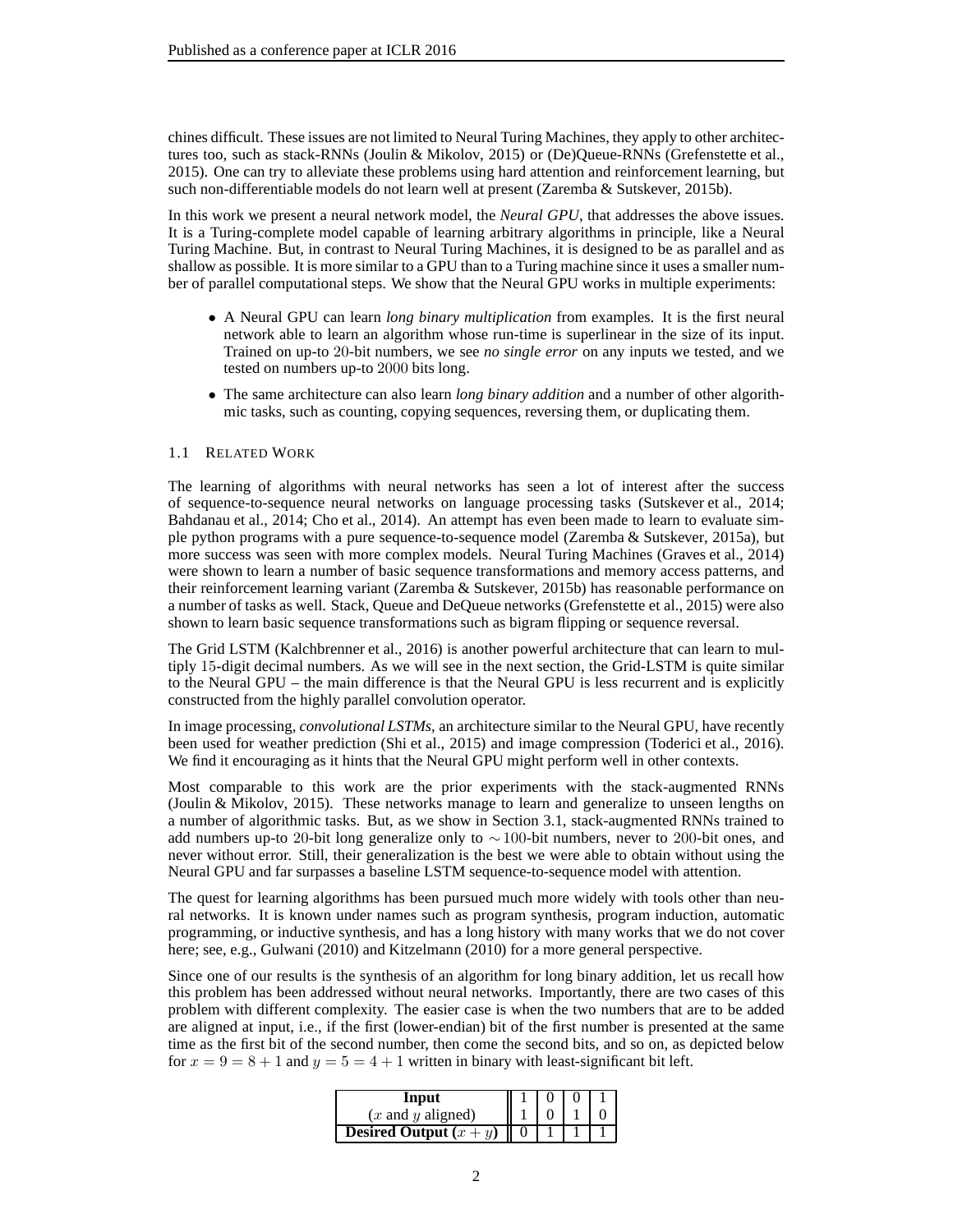chines difficult. These issues are not limited to Neural Turing Machines, they apply to other architectures too, such as stack-RNNs (Joulin & Mikolov, 2015) or (De)Queue-RNNs (Grefenstette et al., 2015). One can try to alleviate these problems using hard attention and reinforcement learning, but such non-differentiable models do not learn well at present (Zaremba & Sutskever, 2015b).

In this work we present a neural network model, the *Neural GPU*, that addresses the above issues. It is a Turing-complete model capable of learning arbitrary algorithms in principle, like a Neural Turing Machine. But, in contrast to Neural Turing Machines, it is designed to be as parallel and as shallow as possible. It is more similar to a GPU than to a Turing machine since it uses a smaller number of parallel computational steps. We show that the Neural GPU works in multiple experiments:

- A Neural GPU can learn *long binary multiplication* from examples. It is the first neural network able to learn an algorithm whose run-time is superlinear in the size of its input. Trained on up-to $20$-bit numbers, we see *no single error* on any inputs we tested, and we tested on numbers up-to $2000$ bits long.
- The same architecture can also learn *long binary addition* and a number of other algorithmic tasks, such as counting, copying sequences, reversing them, or duplicating them.

### 1.1 Related Work

The learning of algorithms with neural networks has seen a lot of interest after the success of sequence-to-sequence neural networks on language processing tasks (Sutskever et al., 2014; Bahdanau et al., 2014; Cho et al., 2014). An attempt has even been made to learn to evaluate simple python programs with a pure sequence-to-sequence model (Zaremba & Sutskever, 2015a), but more success was seen with more complex models. Neural Turing Machines (Graves et al., 2014) were shown to learn a number of basic sequence transformations and memory access patterns, and their reinforcement learning variant (Zaremba & Sutskever, 2015b) has reasonable performance on a number of tasks as well. Stack, Queue and DeQueue networks (Grefenstette et al., 2015) were also shown to learn basic sequence transformations such as bigram flipping or sequence reversal.

The Grid LSTM (Kalchbrenner et al., 2016) is another powerful architecture that can learn to multiply $15$-digit decimal numbers. As we will see in the next section, the Grid-LSTM is quite similar to the Neural GPU – the main difference is that the Neural GPU is less recurrent and is explicitly constructed from the highly parallel convolution operator.

In image processing, *convolutional LSTMs*, an architecture similar to the Neural GPU, have recently been used for weather prediction (Shi et al., 2015) and image compression (Toderici et al., 2016). We find it encouraging as it hints that the Neural GPU might perform well in other contexts.

Most comparable to this work are the prior experiments with the stack-augmented RNNs (Joulin & Mikolov, 2015). These networks manage to learn and generalize to unseen lengths on a number of algorithmic tasks. But, as we show in Section 3.1, stack-augmented RNNs trained to add numbers up-to $20$-bit long generalize only to $\sim 100$-bit numbers, never to $200$-bit ones, and never without error. Still, their generalization is the best we were able to obtain without using the Neural GPU and far surpasses a baseline LSTM sequence-to-sequence model with attention.

The quest for learning algorithms has been pursued much more widely with tools other than neural networks. It is known under names such as program synthesis, program induction, automatic programming, or inductive synthesis, and has a long history with many works that we do not cover here; see, e.g., Gulwani (2010) and Kitzelmann (2010) for a more general perspective.

Since one of our results is the synthesis of an algorithm for long binary addition, let us recall how this problem has been addressed without neural networks. Importantly, there are two cases of this problem with different complexity. The easier case is when the two numbers that are to be added are aligned at input, i.e., if the first (lower-endian) bit of the first number is presented at the same time as the first bit of the second number, then come the second bits, and so on, as depicted below for $x = 9 = 8 + 1$ and $y = 5 = 4 + 1$ written in binary with least-significant bit left.

| **Input** | 1 | 0 | 0 | 1 |
|---|---|---|---|---|
| ($x$ and $y$ aligned) | 1 | 0 | 1 | 0 |
| **Desired Output ($x + y$)** | 0 | 1 | 1 | 1 |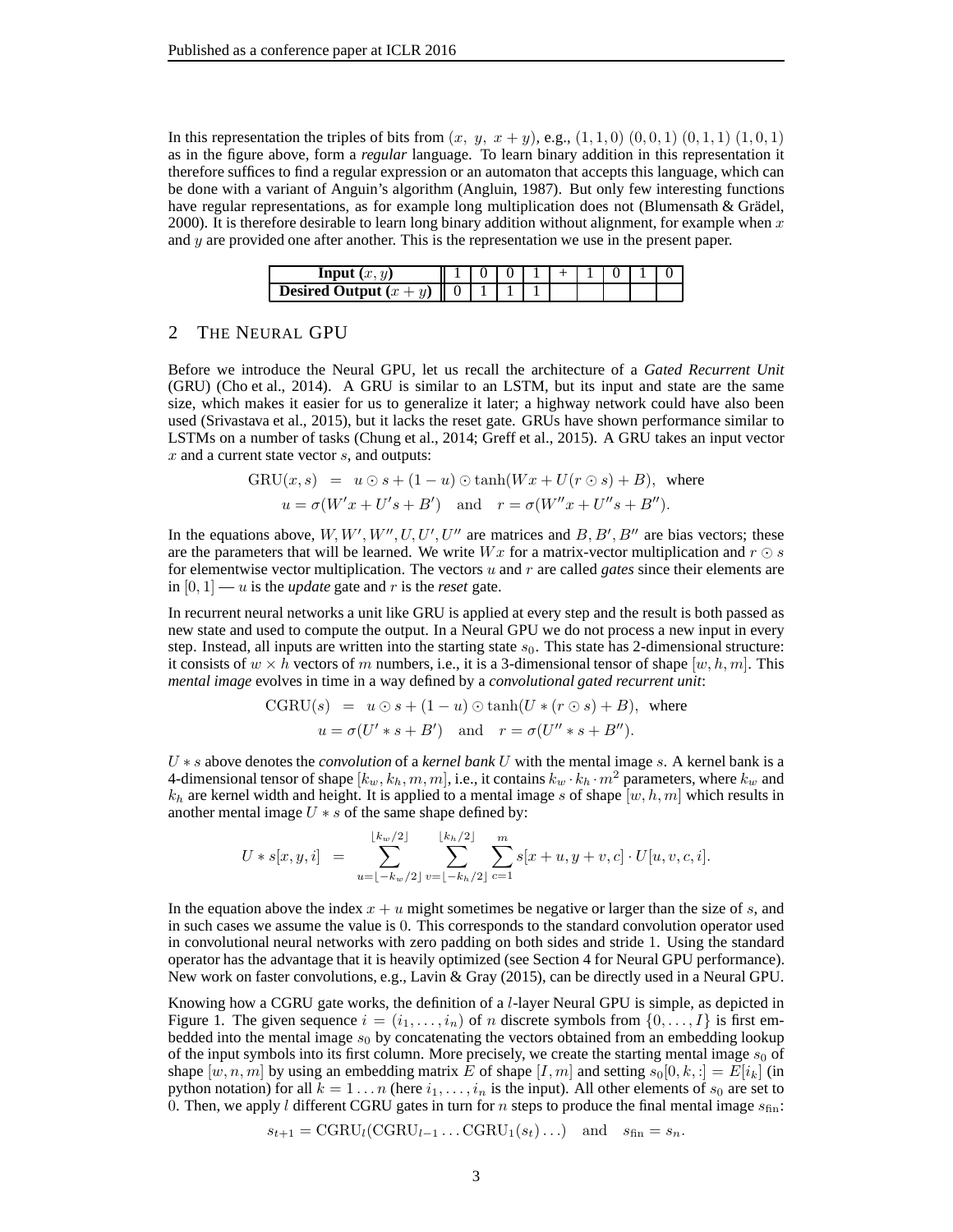In this representation the triples of bits from $(x,\ y,\ x+y)$, e.g., $(1,1,0)\ (0,0,1)\ (0,1,1)\ (1,0,1)$ as in the figure above, form a ***regular*** language. To learn binary addition in this representation it therefore suffices to find a regular expression or an automaton that accepts this language, which can be done with a variant of Anguin's algorithm (Angluin, 1987). But only few interesting functions have regular representations, as for example long multiplication does not (Blumensath & Grädel, 2000). It is therefore desirable to learn long binary addition without alignment, for example when $x$ and $y$ are provided one after another. This is the representation we use in the present paper.

| **Input** $(x, y)$ | 1 | 0 | 0 | 1 | + | 1 | 0 | 1 | 0 |
|---|---|---|---|---|---|---|---|---|---|
| **Desired Output** $(x + y)$ | 0 | 1 | 1 | 1 | | | | | |

## 2 The Neural GPU

Before we introduce the Neural GPU, let us recall the architecture of a *Gated Recurrent Unit* (GRU) (Cho et al., 2014). A GRU is similar to an LSTM, but its input and state are the same size, which makes it easier for us to generalize it later; a highway network could have also been used (Srivastava et al., 2015), but it lacks the reset gate. GRUs have shown performance similar to LSTMs on a number of tasks (Chung et al., 2014; Greff et al., 2015). A GRU takes an input vector $x$ and a current state vector $s$, and outputs:

$$\mathrm{GRU}(x, s) \;=\; u \odot s + (1-u) \odot \tanh(Wx + U(r \odot s) + B), \;\text{ where}$$
$$u = \sigma(W'x + U's + B') \quad \text{and} \quad r = \sigma(W''x + U''s + B'').$$

In the equations above, $W, W', W'', U, U', U''$ are matrices and $B, B', B''$ are bias vectors; these are the parameters that will be learned. We write $Wx$ for a matrix-vector multiplication and $r \odot s$ for elementwise vector multiplication. The vectors $u$ and $r$ are called *gates* since their elements are in $[0, 1]$ — $u$ is the *update* gate and $r$ is the *reset* gate.

In recurrent neural networks a unit like GRU is applied at every step and the result is both passed as new state and used to compute the output. In a Neural GPU we do not process a new input in every step. Instead, all inputs are written into the starting state $s_0$. This state has 2-dimensional structure: it consists of $w \times h$ vectors of $m$ numbers, i.e., it is a 3-dimensional tensor of shape $[w, h, m]$. This *mental image* evolves in time in a way defined by a *convolutional gated recurrent unit*:

$$\mathrm{CGRU}(s) \;=\; u \odot s + (1-u) \odot \tanh(U * (r \odot s) + B), \;\text{ where}$$
$$u = \sigma(U' * s + B') \quad \text{and} \quad r = \sigma(U'' * s + B'').$$

$U * s$ above denotes the *convolution* of a *kernel bank* $U$ with the mental image $s$. A kernel bank is a 4-dimensional tensor of shape $[k_w, k_h, m, m]$, i.e., it contains $k_w \cdot k_h \cdot m^2$ parameters, where $k_w$ and $k_h$ are kernel width and height. It is applied to a mental image $s$ of shape $[w, h, m]$ which results in another mental image $U * s$ of the same shape defined by:

$$U * s[x, y, i] \;=\; \sum_{u=\lfloor -k_w/2 \rfloor}^{\lfloor k_w/2 \rfloor} \sum_{v=\lfloor -k_h/2 \rfloor}^{\lfloor k_h/2 \rfloor} \sum_{c=1}^{m} s[x+u, y+v, c] \cdot U[u, v, c, i].$$

In the equation above the index $x + u$ might sometimes be negative or larger than the size of $s$, and in such cases we assume the value is $0$. This corresponds to the standard convolution operator used in convolutional neural networks with zero padding on both sides and stride $1$. Using the standard operator has the advantage that it is heavily optimized (see Section 4 for Neural GPU performance). New work on faster convolutions, e.g., Lavin & Gray (2015), can be directly used in a Neural GPU.

Knowing how a CGRU gate works, the definition of a $l$-layer Neural GPU is simple, as depicted in Figure 1. The given sequence $i = (i_1, \ldots, i_n)$ of $n$ discrete symbols from $\{0, \ldots, I\}$ is first embedded into the mental image $s_0$ by concatenating the vectors obtained from an embedding lookup of the input symbols into its first column. More precisely, we create the starting mental image $s_0$ of shape $[w, n, m]$ by using an embedding matrix $E$ of shape $[I, m]$ and setting $s_0[0, k, :] = E[i_k]$ (in python notation) for all $k = 1 \ldots n$ (here $i_1, \ldots, i_n$ is the input). All other elements of $s_0$ are set to $0$. Then, we apply $l$ different CGRU gates in turn for $n$ steps to produce the final mental image $s_{\text{fin}}$:

$$s_{t+1} = \mathrm{CGRU}_l(\mathrm{CGRU}_{l-1} \ldots \mathrm{CGRU}_1(s_t) \ldots) \quad \text{and} \quad s_{\text{fin}} = s_n.$$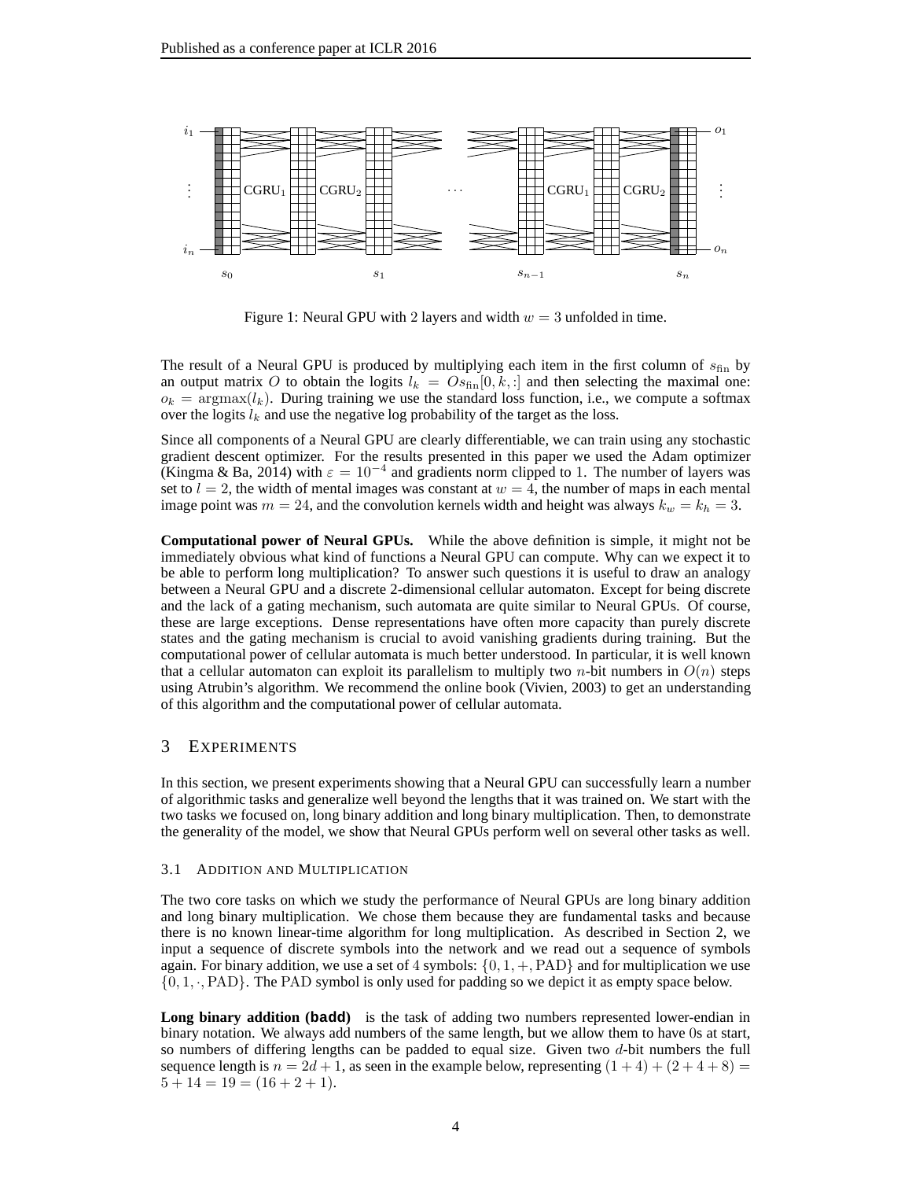Figure 1: Neural GPU with 2 layers and width $w = 3$ unfolded in time.

The result of a Neural GPU is produced by multiplying each item in the first column of $s_{\text{fin}}$ by an output matrix $O$ to obtain the logits $l_k = Os_{\text{fin}}[0, k, :]$ and then selecting the maximal one: $o_k = \text{argmax}(l_k)$. During training we use the standard loss function, i.e., we compute a softmax over the logits $l_k$ and use the negative log probability of the target as the loss.

Since all components of a Neural GPU are clearly differentiable, we can train using any stochastic gradient descent optimizer. For the results presented in this paper we used the Adam optimizer (Kingma & Ba, 2014) with $\varepsilon = 10^{-4}$ and gradients norm clipped to 1. The number of layers was set to $l = 2$, the width of mental images was constant at $w = 4$, the number of maps in each mental image point was $m = 24$, and the convolution kernels width and height was always $k_w = k_h = 3$.

**Computational power of Neural GPUs.** While the above definition is simple, it might not be immediately obvious what kind of functions a Neural GPU can compute. Why can we expect it to be able to perform long multiplication? To answer such questions it is useful to draw an analogy between a Neural GPU and a discrete 2-dimensional cellular automaton. Except for being discrete and the lack of a gating mechanism, such automata are quite similar to Neural GPUs. Of course, these are large exceptions. Dense representations have often more capacity than purely discrete states and the gating mechanism is crucial to avoid vanishing gradients during training. But the computational power of cellular automata is much better understood. In particular, it is well known that a cellular automaton can exploit its parallelism to multiply two $n$-bit numbers in $O(n)$ steps using Atrubin's algorithm. We recommend the online book (Vivien, 2003) to get an understanding of this algorithm and the computational power of cellular automata.

## 3 Experiments

In this section, we present experiments showing that a Neural GPU can successfully learn a number of algorithmic tasks and generalize well beyond the lengths that it was trained on. We start with the two tasks we focused on, long binary addition and long binary multiplication. Then, to demonstrate the generality of the model, we show that Neural GPUs perform well on several other tasks as well.

### 3.1 Addition and Multiplication

The two core tasks on which we study the performance of Neural GPUs are long binary addition and long binary multiplication. We chose them because they are fundamental tasks and because there is no known linear-time algorithm for long multiplication. As described in Section 2, we input a sequence of discrete symbols into the network and we read out a sequence of symbols again. For binary addition, we use a set of 4 symbols: $\{0, 1, +, \text{PAD}\}$ and for multiplication we use $\{0, 1, \cdot, \text{PAD}\}$. The PAD symbol is only used for padding so we depict it as empty space below.

**Long binary addition (badd)** is the task of adding two numbers represented lower-endian in binary notation. We always add numbers of the same length, but we allow them to have 0s at start, so numbers of differing lengths can be padded to equal size. Given two $d$-bit numbers the full sequence length is $n = 2d + 1$, as seen in the example below, representing $(1 + 4) + (2 + 4 + 8) = 5 + 14 = 19 = (16 + 2 + 1)$.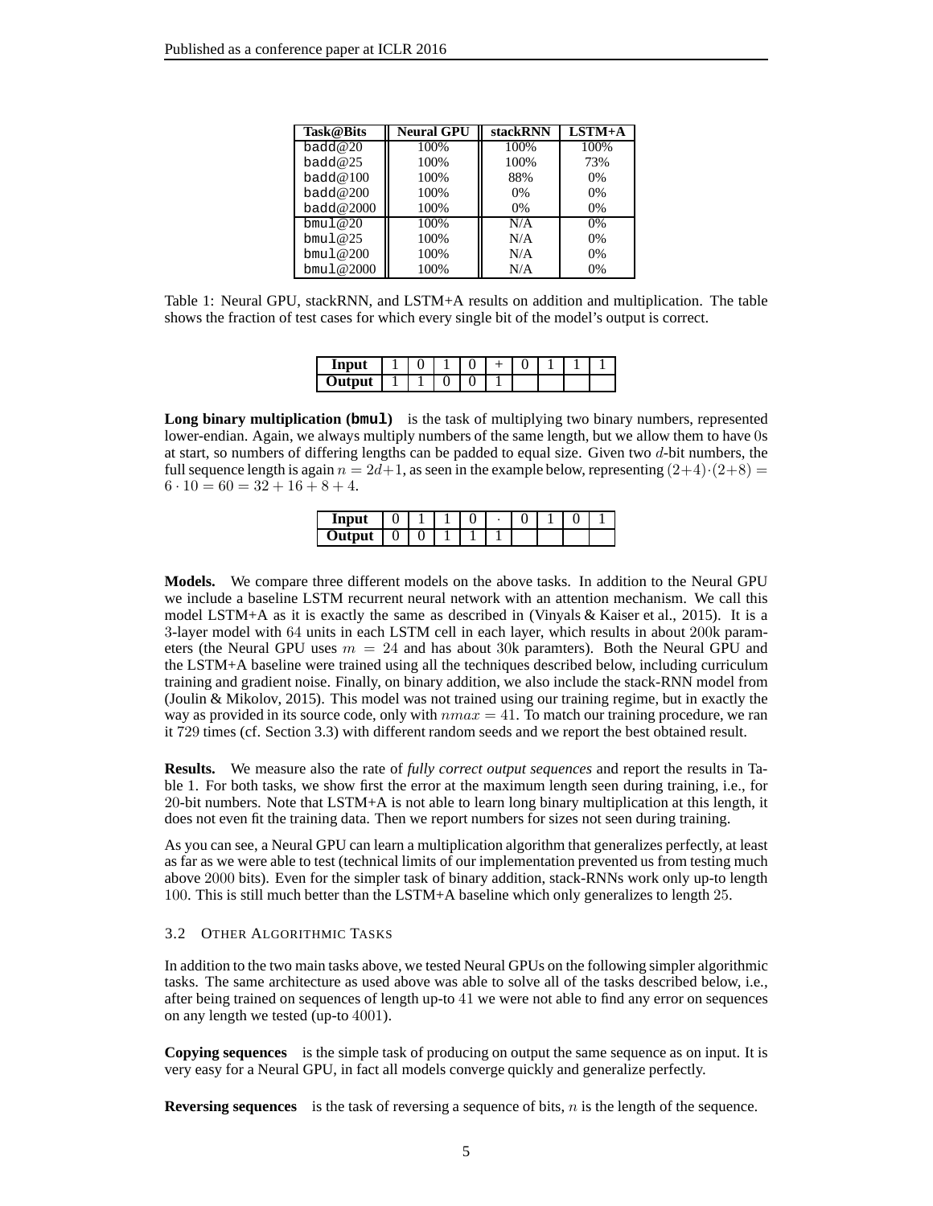| Task@Bits | Neural GPU | stackRNN | LSTM+A |
|---|---|---|---|
| badd@20 | 100% | 100% | 100% |
| badd@25 | 100% | 100% | 73% |
| badd@100 | 100% | 88% | 0% |
| badd@200 | 100% | 0% | 0% |
| badd@2000 | 100% | 0% | 0% |
| bmul@20 | 100% | N/A | 0% |
| bmul@25 | 100% | N/A | 0% |
| bmul@200 | 100% | N/A | 0% |
| bmul@2000 | 100% | N/A | 0% |

Table 1: Neural GPU, stackRNN, and LSTM+A results on addition and multiplication. The table shows the fraction of test cases for which every single bit of the model's output is correct.

| **Input** | 1 | 0 | 1 | 0 | + | 0 | 1 | 1 | 1 |
|---|---|---|---|---|---|---|---|---|---|
| **Output** | 1 | 1 | 0 | 0 | 1 | | | | |

**Long binary multiplication (bmul)** is the task of multiplying two binary numbers, represented lower-endian. Again, we always multiply numbers of the same length, but we allow them to have 0s at start, so numbers of differing lengths can be padded to equal size. Given two $d$-bit numbers, the full sequence length is again $n = 2d+1$, as seen in the example below, representing $(2+4)\cdot(2+8) = 6 \cdot 10 = 60 = 32 + 16 + 8 + 4$.

| **Input** | 0 | 1 | 1 | 0 | · | 0 | 1 | 0 | 1 |
|---|---|---|---|---|---|---|---|---|---|
| **Output** | 0 | 0 | 1 | 1 | 1 | | | | |

**Models.** We compare three different models on the above tasks. In addition to the Neural GPU we include a baseline LSTM recurrent neural network with an attention mechanism. We call this model LSTM+A as it is exactly the same as described in (Vinyals & Kaiser et al., 2015). It is a 3-layer model with 64 units in each LSTM cell in each layer, which results in about 200k parameters (the Neural GPU uses $m = 24$ and has about 30k paramters). Both the Neural GPU and the LSTM+A baseline were trained using all the techniques described below, including curriculum training and gradient noise. Finally, on binary addition, we also include the stack-RNN model from (Joulin & Mikolov, 2015). This model was not trained using our training regime, but in exactly the way as provided in its source code, only with $nmax = 41$. To match our training procedure, we ran it 729 times (cf. Section 3.3) with different random seeds and we report the best obtained result.

**Results.** We measure also the rate of *fully correct output sequences* and report the results in Table 1. For both tasks, we show first the error at the maximum length seen during training, i.e., for 20-bit numbers. Note that LSTM+A is not able to learn long binary multiplication at this length, it does not even fit the training data. Then we report numbers for sizes not seen during training.

As you can see, a Neural GPU can learn a multiplication algorithm that generalizes perfectly, at least as far as we were able to test (technical limits of our implementation prevented us from testing much above 2000 bits). Even for the simpler task of binary addition, stack-RNNs work only up-to length 100. This is still much better than the LSTM+A baseline which only generalizes to length 25.

### 3.2 Other Algorithmic Tasks

In addition to the two main tasks above, we tested Neural GPUs on the following simpler algorithmic tasks. The same architecture as used above was able to solve all of the tasks described below, i.e., after being trained on sequences of length up-to 41 we were not able to find any error on sequences on any length we tested (up-to 4001).

**Copying sequences** is the simple task of producing on output the same sequence as on input. It is very easy for a Neural GPU, in fact all models converge quickly and generalize perfectly.

**Reversing sequences** is the task of reversing a sequence of bits, $n$ is the length of the sequence.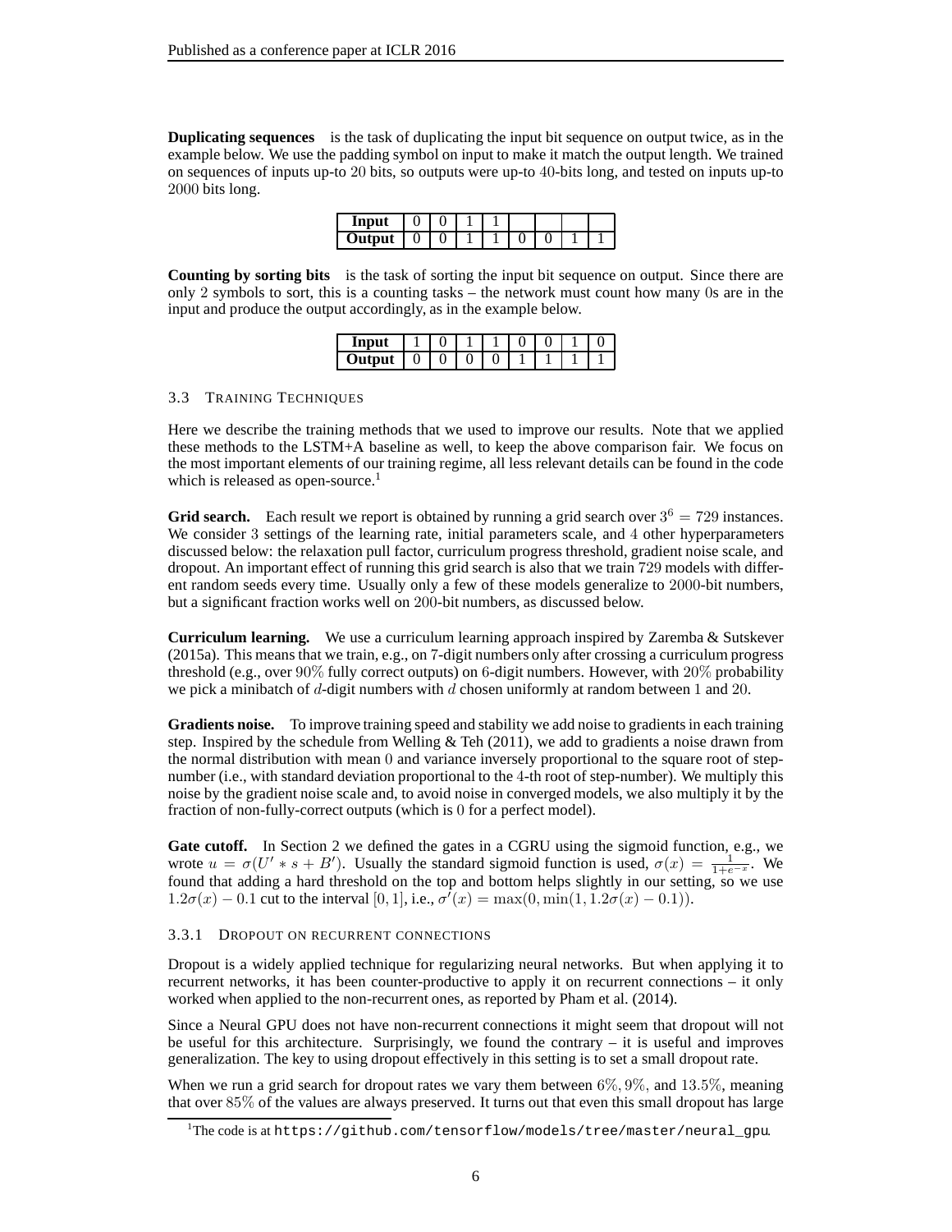**Duplicating sequences** is the task of duplicating the input bit sequence on output twice, as in the example below. We use the padding symbol on input to make it match the output length. We trained on sequences of inputs up-to 20 bits, so outputs were up-to 40-bits long, and tested on inputs up-to 2000 bits long.

| **Input** | 0 | 0 | 1 | 1 | | | | |
|---|---|---|---|---|---|---|---|---|
| **Output** | 0 | 0 | 1 | 1 | 0 | 0 | 1 | 1 |

**Counting by sorting bits** is the task of sorting the input bit sequence on output. Since there are only 2 symbols to sort, this is a counting tasks – the network must count how many 0s are in the input and produce the output accordingly, as in the example below.

| **Input** | 1 | 0 | 1 | 1 | 0 | 0 | 1 | 0 |
|---|---|---|---|---|---|---|---|---|
| **Output** | 0 | 0 | 0 | 0 | 1 | 1 | 1 | 1 |

### 3.3 Training Techniques

Here we describe the training methods that we used to improve our results. Note that we applied these methods to the LSTM+A baseline as well, to keep the above comparison fair. We focus on the most important elements of our training regime, all less relevant details can be found in the code which is released as open-source.[1]

**Grid search.** Each result we report is obtained by running a grid search over $3^6 = 729$ instances. We consider 3 settings of the learning rate, initial parameters scale, and 4 other hyperparameters discussed below: the relaxation pull factor, curriculum progress threshold, gradient noise scale, and dropout. An important effect of running this grid search is also that we train 729 models with different random seeds every time. Usually only a few of these models generalize to 2000-bit numbers, but a significant fraction works well on 200-bit numbers, as discussed below.

**Curriculum learning.** We use a curriculum learning approach inspired by Zaremba & Sutskever (2015a). This means that we train, e.g., on 7-digit numbers only after crossing a curriculum progress threshold (e.g., over 90% fully correct outputs) on 6-digit numbers. However, with 20% probability we pick a minibatch of $d$-digit numbers with $d$ chosen uniformly at random between 1 and 20.

**Gradients noise.** To improve training speed and stability we add noise to gradients in each training step. Inspired by the schedule from Welling & Teh (2011), we add to gradients a noise drawn from the normal distribution with mean 0 and variance inversely proportional to the square root of step-number (i.e., with standard deviation proportional to the 4-th root of step-number). We multiply this noise by the gradient noise scale and, to avoid noise in converged models, we also multiply it by the fraction of non-fully-correct outputs (which is 0 for a perfect model).

**Gate cutoff.** In Section 2 we defined the gates in a CGRU using the sigmoid function, e.g., we wrote $u = \sigma(U' * s + B')$. Usually the standard sigmoid function is used, $\sigma(x) = \frac{1}{1+e^{-x}}$. We found that adding a hard threshold on the top and bottom helps slightly in our setting, so we use $1.2\sigma(x) - 0.1$ cut to the interval $[0, 1]$, i.e., $\sigma'(x) = \max(0, \min(1, 1.2\sigma(x) - 0.1))$.

#### 3.3.1 Dropout on recurrent connections

Dropout is a widely applied technique for regularizing neural networks. But when applying it to recurrent networks, it has been counter-productive to apply it on recurrent connections – it only worked when applied to the non-recurrent ones, as reported by Pham et al. (2014).

Since a Neural GPU does not have non-recurrent connections it might seem that dropout will not be useful for this architecture. Surprisingly, we found the contrary – it is useful and improves generalization. The key to using dropout effectively in this setting is to set a small dropout rate.

When we run a grid search for dropout rates we vary them between 6%, 9%, and 13.5%, meaning that over 85% of the values are always preserved. It turns out that even this small dropout has large

[1] The code is at `https://github.com/tensorflow/models/tree/master/neural_gpu`.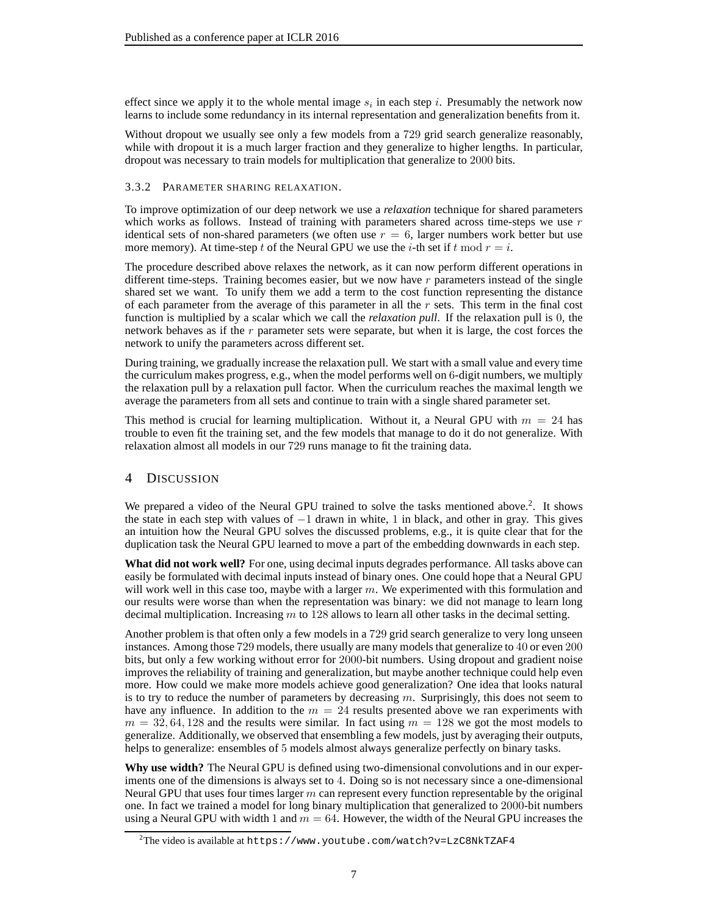effect since we apply it to the whole mental image $s_i$ in each step $i$. Presumably the network now learns to include some redundancy in its internal representation and generalization benefits from it.

Without dropout we usually see only a few models from a 729 grid search generalize reasonably, while with dropout it is a much larger fraction and they generalize to higher lengths. In particular, dropout was necessary to train models for multiplication that generalize to 2000 bits.

### 3.3.2 Parameter sharing relaxation.

To improve optimization of our deep network we use a *relaxation* technique for shared parameters which works as follows. Instead of training with parameters shared across time-steps we use $r$ identical sets of non-shared parameters (we often use $r = 6$, larger numbers work better but use more memory). At time-step $t$ of the Neural GPU we use the $i$-th set if $t \bmod r = i$.

The procedure described above relaxes the network, as it can now perform different operations in different time-steps. Training becomes easier, but we now have $r$ parameters instead of the single shared set we want. To unify them we add a term to the cost function representing the distance of each parameter from the average of this parameter in all the $r$ sets. This term in the final cost function is multiplied by a scalar which we call the *relaxation pull*. If the relaxation pull is 0, the network behaves as if the $r$ parameter sets were separate, but when it is large, the cost forces the network to unify the parameters across different set.

During training, we gradually increase the relaxation pull. We start with a small value and every time the curriculum makes progress, e.g., when the model performs well on 6-digit numbers, we multiply the relaxation pull by a relaxation pull factor. When the curriculum reaches the maximal length we average the parameters from all sets and continue to train with a single shared parameter set.

This method is crucial for learning multiplication. Without it, a Neural GPU with $m = 24$ has trouble to even fit the training set, and the few models that manage to do it do not generalize. With relaxation almost all models in our 729 runs manage to fit the training data.

## 4 Discussion

We prepared a video of the Neural GPU trained to solve the tasks mentioned above.[2]. It shows the state in each step with values of $-1$ drawn in white, 1 in black, and other in gray. This gives an intuition how the Neural GPU solves the discussed problems, e.g., it is quite clear that for the duplication task the Neural GPU learned to move a part of the embedding downwards in each step.

**What did not work well?** For one, using decimal inputs degrades performance. All tasks above can easily be formulated with decimal inputs instead of binary ones. One could hope that a Neural GPU will work well in this case too, maybe with a larger $m$. We experimented with this formulation and our results were worse than when the representation was binary: we did not manage to learn long decimal multiplication. Increasing $m$ to 128 allows to learn all other tasks in the decimal setting.

Another problem is that often only a few models in a 729 grid search generalize to very long unseen instances. Among those 729 models, there usually are many models that generalize to 40 or even 200 bits, but only a few working without error for 2000-bit numbers. Using dropout and gradient noise improves the reliability of training and generalization, but maybe another technique could help even more. How could we make more models achieve good generalization? One idea that looks natural is to try to reduce the number of parameters by decreasing $m$. Surprisingly, this does not seem to have any influence. In addition to the $m = 24$ results presented above we ran experiments with $m = 32, 64, 128$ and the results were similar. In fact using $m = 128$ we got the most models to generalize. Additionally, we observed that ensembling a few models, just by averaging their outputs, helps to generalize: ensembles of 5 models almost always generalize perfectly on binary tasks.

**Why use width?** The Neural GPU is defined using two-dimensional convolutions and in our experiments one of the dimensions is always set to 4. Doing so is not necessary since a one-dimensional Neural GPU that uses four times larger $m$ can represent every function representable by the original one. In fact we trained a model for long binary multiplication that generalized to 2000-bit numbers using a Neural GPU with width 1 and $m = 64$. However, the width of the Neural GPU increases the

[2]The video is available at `https://www.youtube.com/watch?v=LzC8NkTZAF4`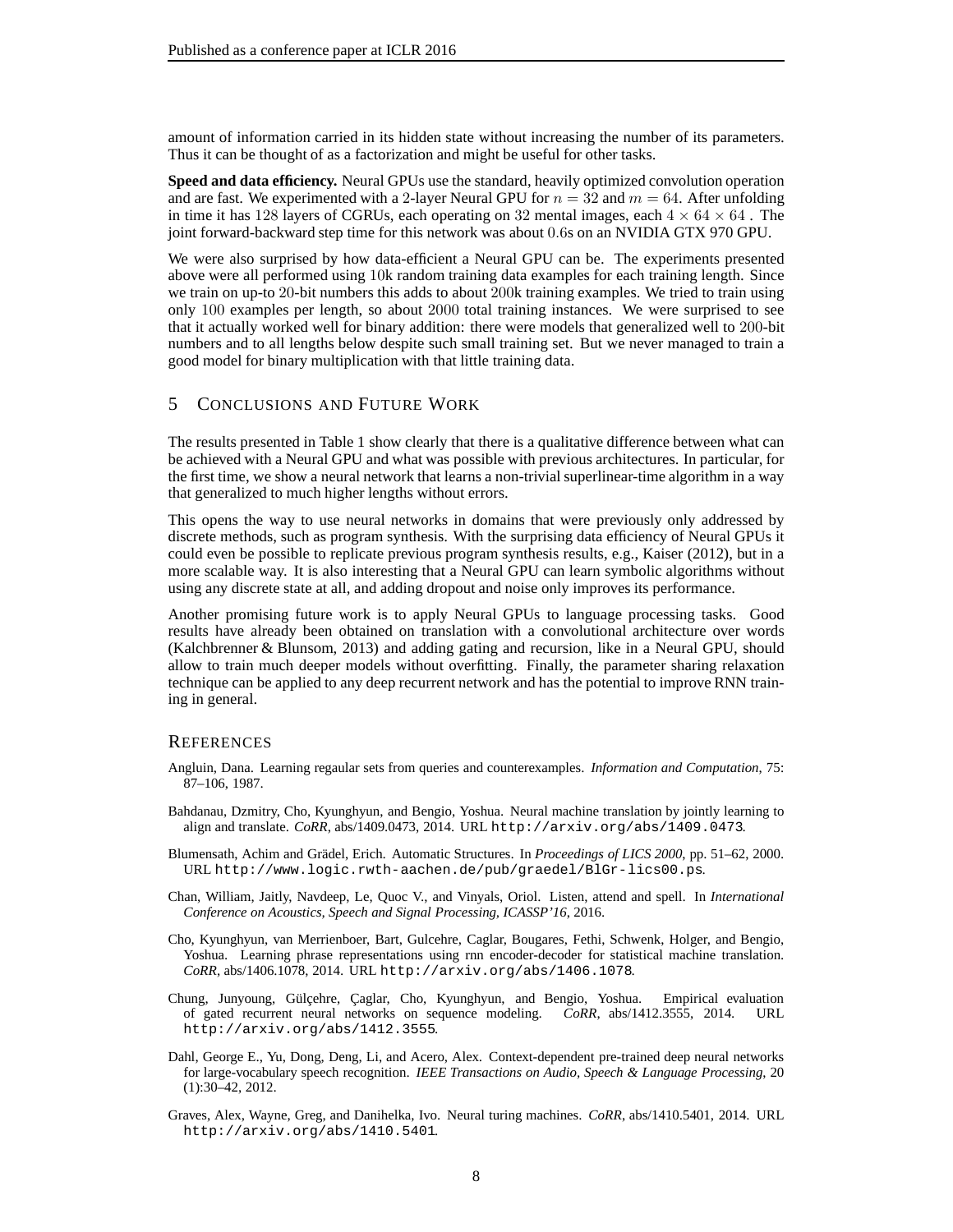amount of information carried in its hidden state without increasing the number of its parameters. Thus it can be thought of as a factorization and might be useful for other tasks.

**Speed and data efficiency.** Neural GPUs use the standard, heavily optimized convolution operation and are fast. We experimented with a 2-layer Neural GPU for $n = 32$ and $m = 64$. After unfolding in time it has 128 layers of CGRUs, each operating on 32 mental images, each $4 \times 64 \times 64$ . The joint forward-backward step time for this network was about 0.6s on an NVIDIA GTX 970 GPU.

We were also surprised by how data-efficient a Neural GPU can be. The experiments presented above were all performed using 10k random training data examples for each training length. Since we train on up-to 20-bit numbers this adds to about 200k training examples. We tried to train using only 100 examples per length, so about 2000 total training instances. We were surprised to see that it actually worked well for binary addition: there were models that generalized well to 200-bit numbers and to all lengths below despite such small training set. But we never managed to train a good model for binary multiplication with that little training data.

## 5 Conclusions and Future Work

The results presented in Table 1 show clearly that there is a qualitative difference between what can be achieved with a Neural GPU and what was possible with previous architectures. In particular, for the first time, we show a neural network that learns a non-trivial superlinear-time algorithm in a way that generalized to much higher lengths without errors.

This opens the way to use neural networks in domains that were previously only addressed by discrete methods, such as program synthesis. With the surprising data efficiency of Neural GPUs it could even be possible to replicate previous program synthesis results, e.g., Kaiser (2012), but in a more scalable way. It is also interesting that a Neural GPU can learn symbolic algorithms without using any discrete state at all, and adding dropout and noise only improves its performance.

Another promising future work is to apply Neural GPUs to language processing tasks. Good results have already been obtained on translation with a convolutional architecture over words (Kalchbrenner & Blunsom, 2013) and adding gating and recursion, like in a Neural GPU, should allow to train much deeper models without overfitting. Finally, the parameter sharing relaxation technique can be applied to any deep recurrent network and has the potential to improve RNN training in general.

## References

Angluin, Dana. Learning regaular sets from queries and counterexamples. *Information and Computation*, 75: 87–106, 1987.

Bahdanau, Dzmitry, Cho, Kyunghyun, and Bengio, Yoshua. Neural machine translation by jointly learning to align and translate. *CoRR*, abs/1409.0473, 2014. URL http://arxiv.org/abs/1409.0473.

Blumensath, Achim and Grädel, Erich. Automatic Structures. In *Proceedings of LICS 2000*, pp. 51–62, 2000. URL http://www.logic.rwth-aachen.de/pub/graedel/BlGr-lics00.ps.

Chan, William, Jaitly, Navdeep, Le, Quoc V., and Vinyals, Oriol. Listen, attend and spell. In *International Conference on Acoustics, Speech and Signal Processing, ICASSP'16*, 2016.

Cho, Kyunghyun, van Merrienboer, Bart, Gulcehre, Caglar, Bougares, Fethi, Schwenk, Holger, and Bengio, Yoshua. Learning phrase representations using rnn encoder-decoder for statistical machine translation. *CoRR*, abs/1406.1078, 2014. URL http://arxiv.org/abs/1406.1078.

Chung, Junyoung, Gülçehre, Çaglar, Cho, Kyunghyun, and Bengio, Yoshua. Empirical evaluation of gated recurrent neural networks on sequence modeling. *CoRR*, abs/1412.3555, 2014. URL http://arxiv.org/abs/1412.3555.

Dahl, George E., Yu, Dong, Deng, Li, and Acero, Alex. Context-dependent pre-trained deep neural networks for large-vocabulary speech recognition. *IEEE Transactions on Audio, Speech & Language Processing*, 20 (1):30–42, 2012.

Graves, Alex, Wayne, Greg, and Danihelka, Ivo. Neural turing machines. *CoRR*, abs/1410.5401, 2014. URL http://arxiv.org/abs/1410.5401.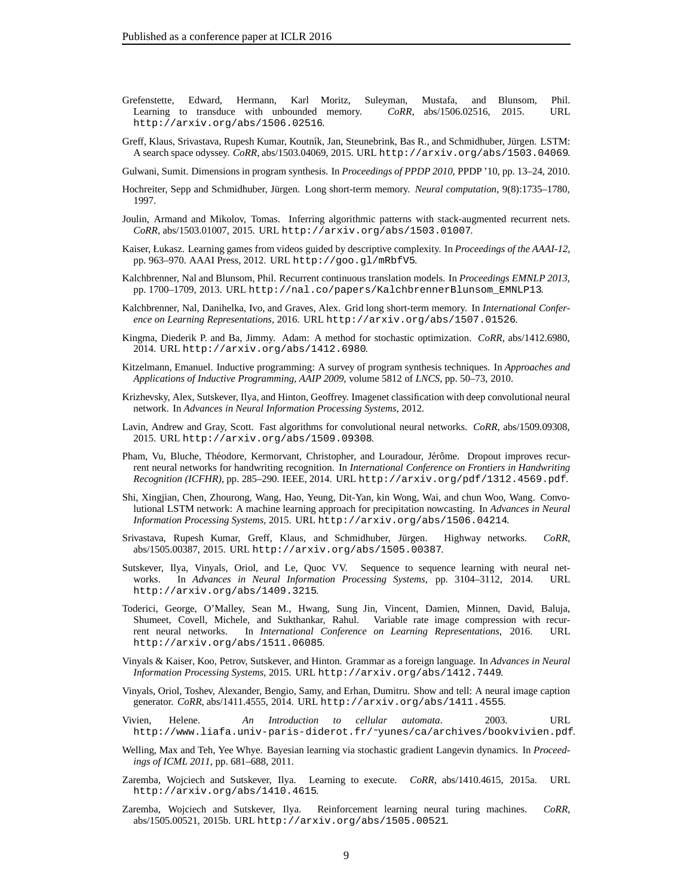Grefenstette, Edward, Hermann, Karl Moritz, Suleyman, Mustafa, and Blunsom, Phil. Learning to transduce with unbounded memory. *CoRR*, abs/1506.02516, 2015. URL `http://arxiv.org/abs/1506.02516`.

Greff, Klaus, Srivastava, Rupesh Kumar, Koutník, Jan, Steunebrink, Bas R., and Schmidhuber, Jürgen. LSTM: A search space odyssey. *CoRR*, abs/1503.04069, 2015. URL `http://arxiv.org/abs/1503.04069`.

Gulwani, Sumit. Dimensions in program synthesis. In *Proceedings of PPDP 2010*, PPDP '10, pp. 13–24, 2010.

Hochreiter, Sepp and Schmidhuber, Jürgen. Long short-term memory. *Neural computation*, 9(8):1735–1780, 1997.

Joulin, Armand and Mikolov, Tomas. Inferring algorithmic patterns with stack-augmented recurrent nets. *CoRR*, abs/1503.01007, 2015. URL `http://arxiv.org/abs/1503.01007`.

Kaiser, Łukasz. Learning games from videos guided by descriptive complexity. In *Proceedings of the AAAI-12*, pp. 963–970. AAAI Press, 2012. URL `http://goo.gl/mRbfV5`.

Kalchbrenner, Nal and Blunsom, Phil. Recurrent continuous translation models. In *Proceedings EMNLP 2013*, pp. 1700–1709, 2013. URL `http://nal.co/papers/KalchbrennerBlunsom_EMNLP13`.

Kalchbrenner, Nal, Danihelka, Ivo, and Graves, Alex. Grid long short-term memory. In *International Conference on Learning Representations*, 2016. URL `http://arxiv.org/abs/1507.01526`.

Kingma, Diederik P. and Ba, Jimmy. Adam: A method for stochastic optimization. *CoRR*, abs/1412.6980, 2014. URL `http://arxiv.org/abs/1412.6980`.

Kitzelmann, Emanuel. Inductive programming: A survey of program synthesis techniques. In *Approaches and Applications of Inductive Programming, AAIP 2009*, volume 5812 of *LNCS*, pp. 50–73, 2010.

Krizhevsky, Alex, Sutskever, Ilya, and Hinton, Geoffrey. Imagenet classification with deep convolutional neural network. In *Advances in Neural Information Processing Systems*, 2012.

Lavin, Andrew and Gray, Scott. Fast algorithms for convolutional neural networks. *CoRR*, abs/1509.09308, 2015. URL `http://arxiv.org/abs/1509.09308`.

Pham, Vu, Bluche, Théodore, Kermorvant, Christopher, and Louradour, Jérôme. Dropout improves recurrent neural networks for handwriting recognition. In *International Conference on Frontiers in Handwriting Recognition (ICFHR)*, pp. 285–290. IEEE, 2014. URL `http://arxiv.org/pdf/1312.4569.pdf`.

Shi, Xingjian, Chen, Zhourong, Wang, Hao, Yeung, Dit-Yan, kin Wong, Wai, and chun Woo, Wang. Convolutional LSTM network: A machine learning approach for precipitation nowcasting. In *Advances in Neural Information Processing Systems*, 2015. URL `http://arxiv.org/abs/1506.04214`.

Srivastava, Rupesh Kumar, Greff, Klaus, and Schmidhuber, Jürgen. Highway networks. *CoRR*, abs/1505.00387, 2015. URL `http://arxiv.org/abs/1505.00387`.

Sutskever, Ilya, Vinyals, Oriol, and Le, Quoc VV. Sequence to sequence learning with neural networks. In *Advances in Neural Information Processing Systems*, pp. 3104–3112, 2014. URL `http://arxiv.org/abs/1409.3215`.

Toderici, George, O'Malley, Sean M., Hwang, Sung Jin, Vincent, Damien, Minnen, David, Baluja, Shumeet, Covell, Michele, and Sukthankar, Rahul. Variable rate image compression with recurrent neural networks. In *International Conference on Learning Representations*, 2016. URL `http://arxiv.org/abs/1511.06085`.

Vinyals & Kaiser, Koo, Petrov, Sutskever, and Hinton. Grammar as a foreign language. In *Advances in Neural Information Processing Systems*, 2015. URL `http://arxiv.org/abs/1412.7449`.

Vinyals, Oriol, Toshev, Alexander, Bengio, Samy, and Erhan, Dumitru. Show and tell: A neural image caption generator. *CoRR*, abs/1411.4555, 2014. URL `http://arxiv.org/abs/1411.4555`.

Vivien, Helene. *An Introduction to cellular automata*. 2003. URL `http://www.liafa.univ-paris-diderot.fr/~yunes/ca/archives/bookvivien.pdf`.

Welling, Max and Teh, Yee Whye. Bayesian learning via stochastic gradient Langevin dynamics. In *Proceedings of ICML 2011*, pp. 681–688, 2011.

Zaremba, Wojciech and Sutskever, Ilya. Learning to execute. *CoRR*, abs/1410.4615, 2015a. URL `http://arxiv.org/abs/1410.4615`.

Zaremba, Wojciech and Sutskever, Ilya. Reinforcement learning neural turing machines. *CoRR*, abs/1505.00521, 2015b. URL `http://arxiv.org/abs/1505.00521`.